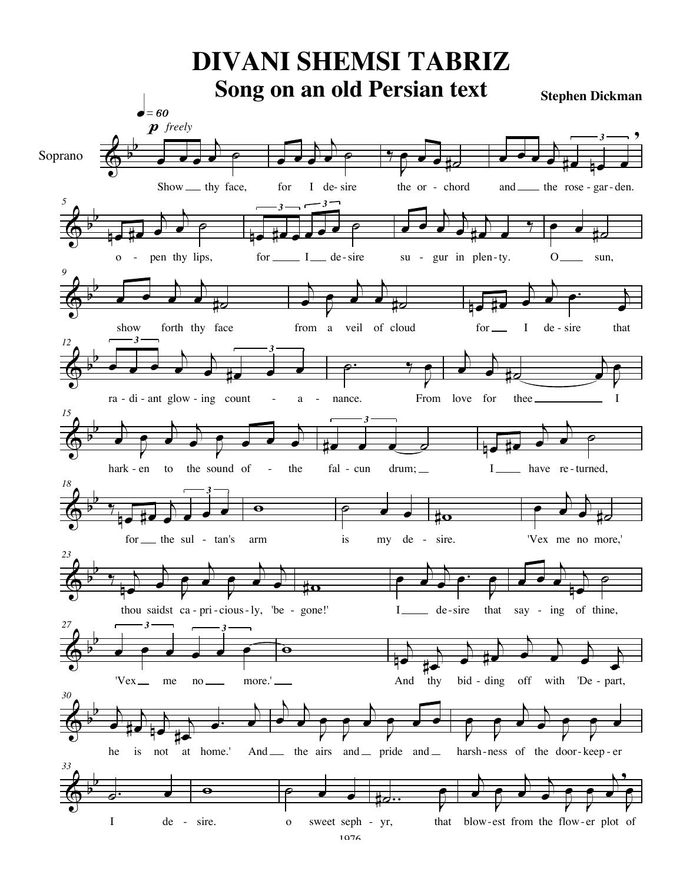# DIVANI SHEMSI TABRIZ

## Song on an old Persian text

**Stephen Dickman**

♩ = 60

*p* *freely*

Soprano

Show thy face, for I desire the orchard and the rose-garden.
open thy lips, for I desire sugur in plenty. O sun,
show forth thy face from a veil of cloud for I desire that
radiant glowing countanance. From love for thee I
harken to the sound of the falcun drum; I have returned,
for the sultan's arm is my desire. 'Vex me no more,'
thou saidst capriciously, 'begone!' I desire that saying of thine,
'Vex me no more.' And thy bidding off with 'Depart,
he is not at home.' And the airs and pride and harshness of the door-keeper
I desire. o sweet sephyr, that blowest from the flower plot of

1976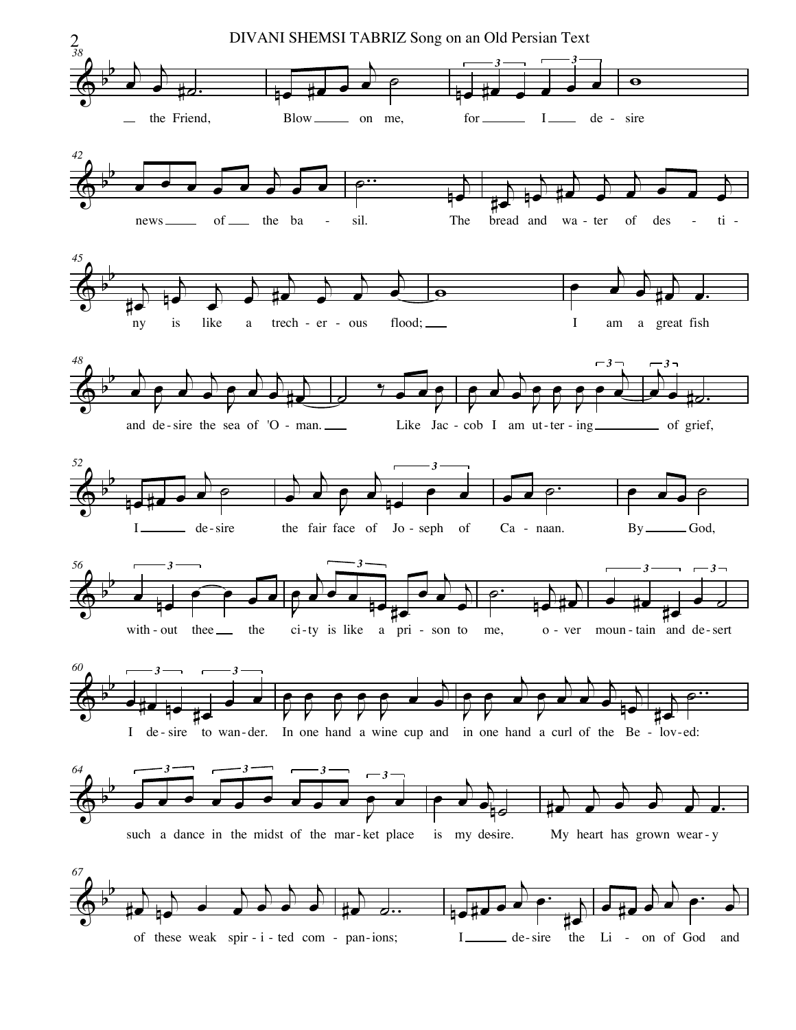the Friend, Blow on me, for I desire news of the basil. The bread and water of destiny is like a trecherous flood; I am a great fish and desire the sea of 'Oman. Like Jacob I am uttering of grief, I desire the fair face of Joseph of Canaan. By God, without thee the city is like a prison to me, over mountain and desert I desire to wander. In one hand a wine cup and in one hand a curl of the Beloved: such a dance in the midst of the market place is my desire. My heart has grown weary of these weak spirited companions; I desire the Lion of God and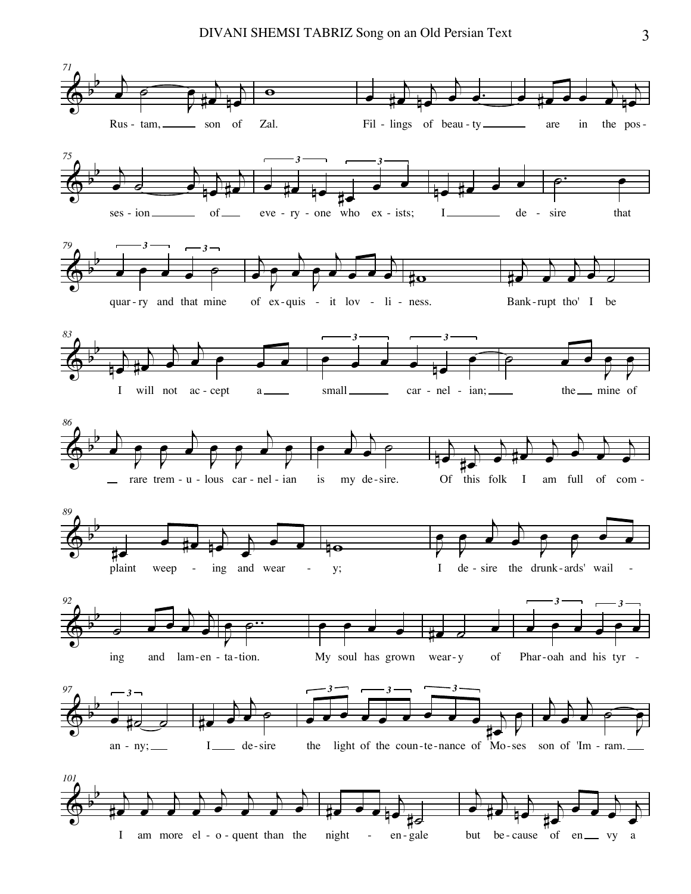Rus - tam, son of Zal. Fil - lings of beau - ty are in the pos - ses - ion of eve - ry - one who ex - ists; I de - sire that quar - ry and that mine of ex - quis - it lov - li - ness. Bank - rupt tho' I be I will not ac - cept a small car - nel - ian; the mine of rare trem - u - lous car - nel - ian is my de - sire. Of this folk I am full of com - plaint weep - ing and wear - y; I de - sire the drunk - ards' wail - ing and lam - en - ta - tion. My soul has grown wear - y of Phar - oah and his tyr - an - ny; I de - sire the light of the coun - te - nance of Mo - ses son of 'Im - ram. I am more el - o - quent than the night - en - gale but be - cause of en vy a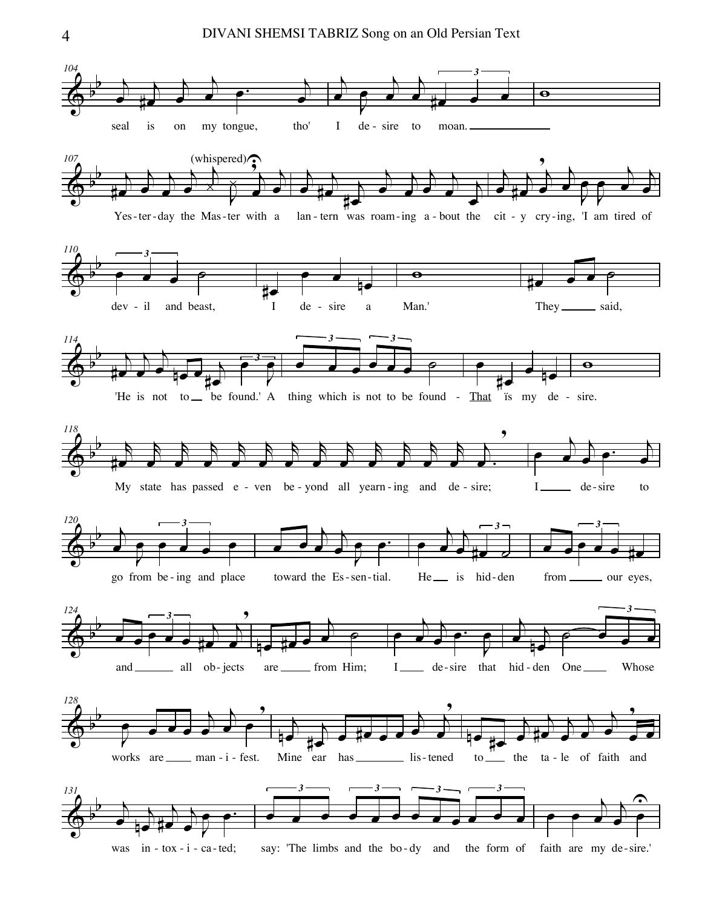104

seal is on my tongue, tho' I de-sire to moan.

107 (whispered)

Yes-ter-day the Mas-ter with a lan-tern was roam-ing a-bout the cit-y cry-ing, 'I am tired of

110

dev-il and beast, I de-sire a Man.' They said,

114

'He is not to be found.' A thing which is not to be found - That is my de-sire.

118

My state has passed e-ven be-yond all yearn-ing and de-sire; I de-sire to

120

go from be-ing and place toward the Es-sen-tial. He is hid-den from our eyes,

124

and all ob-jects are from Him; I de-sire that hid-den One Whose

128

works are man-i-fest. Mine ear has lis-tened to the ta-le of faith and

131

was in-tox-i-ca-ted; say: 'The limbs and the bo-dy and the form of faith are my de-sire.'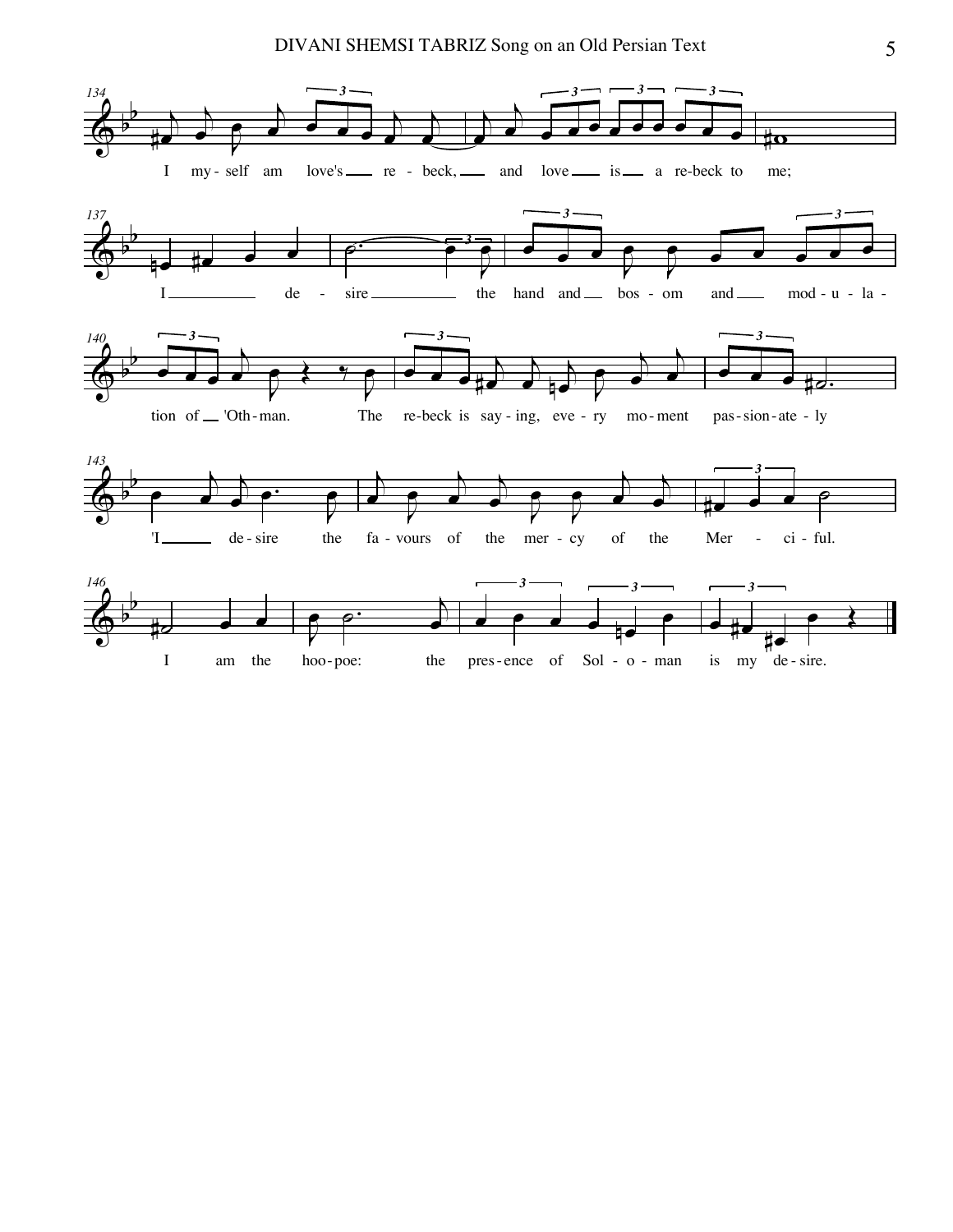134

I my-self am love's re-beck, and love is a re-beck to me;

137

I de-sire the hand and bos-om and mod-u-la-

140

tion of 'Oth-man. The re-beck is say-ing, eve-ry mo-ment pas-sion-ate-ly

143

'I de-sire the fa-vours of the mer-cy of the Mer-ci-ful.

146

I am the hoo-poe: the pres-ence of Sol-o-man is my de-sire.